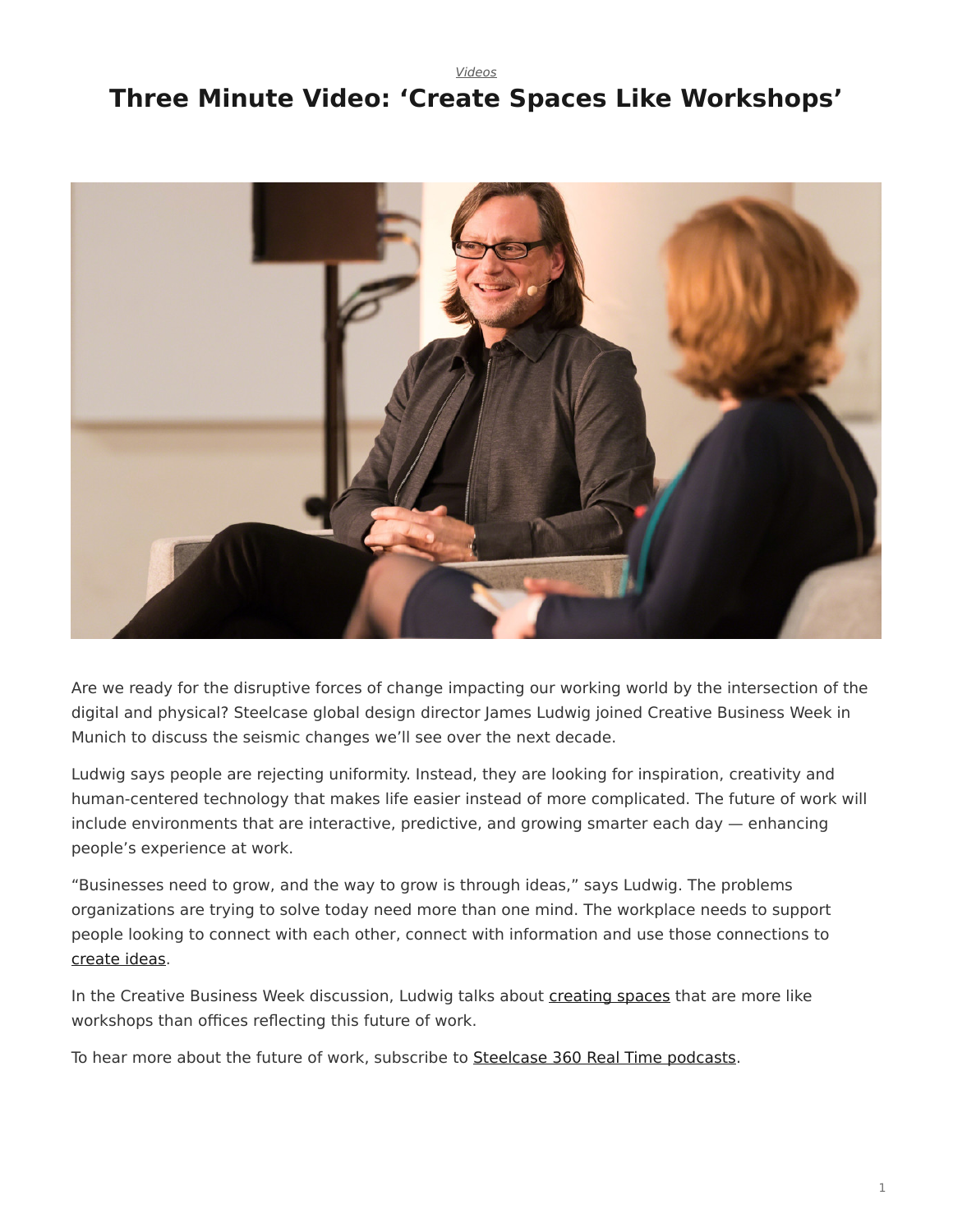*Videos*

# Three Minute Video: 'Create Spaces Like Workshops'

Are we ready for the disruptive forces of change impacting our working world by the intersection of the digital and physical? Steelcase global design director James Ludwig joined Creative Business Week in Munich to discuss the seismic changes we'll see over the next decade.

Ludwig says people are rejecting uniformity. Instead, they are looking for inspiration, creativity and human-centered technology that makes life easier instead of more complicated. The future of work will include environments that are interactive, predictive, and growing smarter each day — enhancing people's experience at work.

"Businesses need to grow, and the way to grow is through ideas," says Ludwig. The problems organizations are trying to solve today need more than one mind. The workplace needs to support people looking to connect with each other, connect with information and use those connections to create ideas.

In the Creative Business Week discussion, Ludwig talks about creating spaces that are more like workshops than offices reflecting this future of work.

To hear more about the future of work, subscribe to Steelcase 360 Real Time podcasts.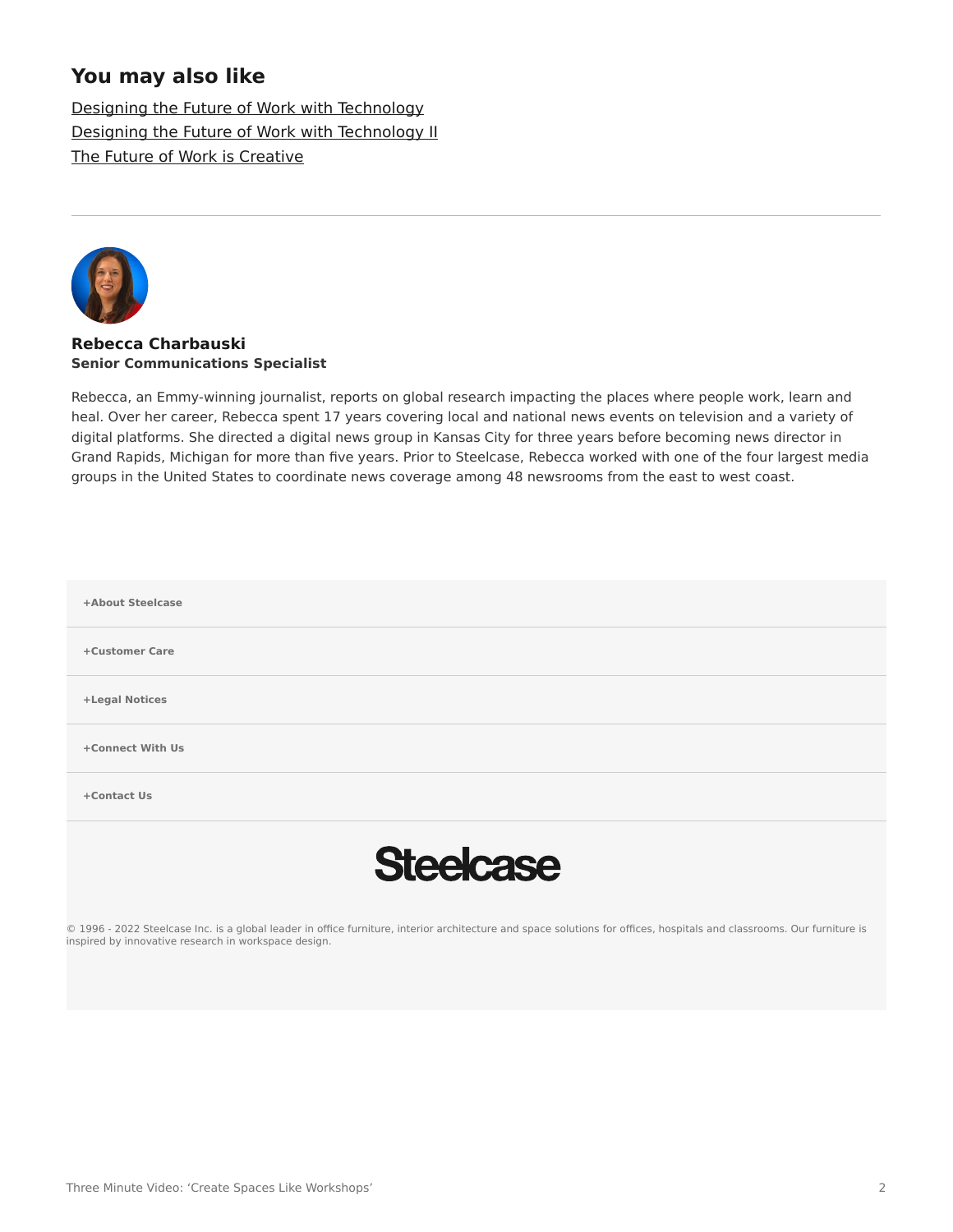## You may also like

Designing the Future of Work with Technology
Designing the Future of Work with Technology II
The Future of Work is Creative

---

**Rebecca Charbauski**
**Senior Communications Specialist**

Rebecca, an Emmy-winning journalist, reports on global research impacting the places where people work, learn and heal. Over her career, Rebecca spent 17 years covering local and national news events on television and a variety of digital platforms. She directed a digital news group in Kansas City for three years before becoming news director in Grand Rapids, Michigan for more than five years. Prior to Steelcase, Rebecca worked with one of the four largest media groups in the United States to coordinate news coverage among 48 newsrooms from the east to west coast.

**+About Steelcase**

**+Customer Care**

**+Legal Notices**

**+Connect With Us**

**+Contact Us**

Steelcase

© 1996 - 2022 Steelcase Inc. is a global leader in office furniture, interior architecture and space solutions for offices, hospitals and classrooms. Our furniture is inspired by innovative research in workspace design.